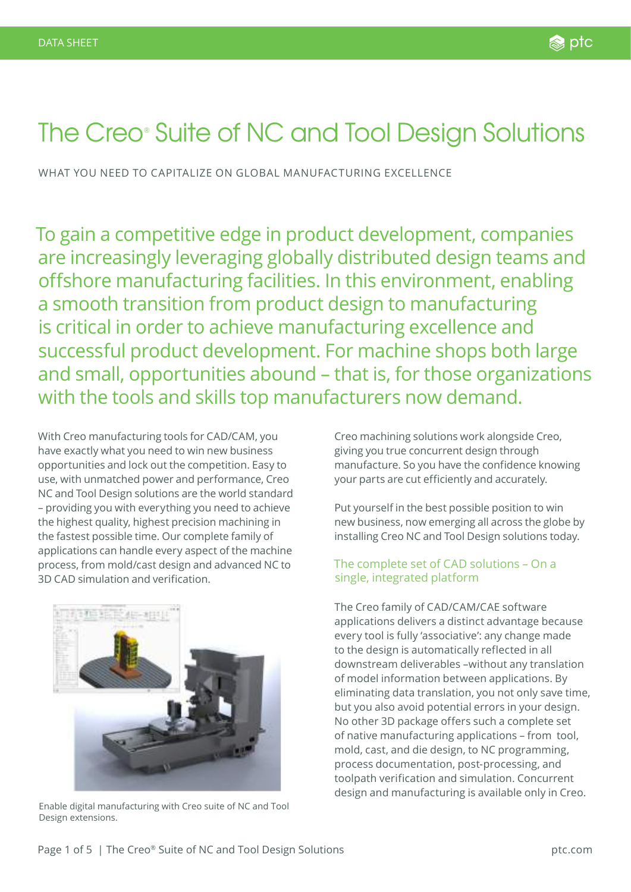DATA SHEET

# The Creo® Suite of NC and Tool Design Solutions

WHAT YOU NEED TO CAPITALIZE ON GLOBAL MANUFACTURING EXCELLENCE

To gain a competitive edge in product development, companies are increasingly leveraging globally distributed design teams and offshore manufacturing facilities. In this environment, enabling a smooth transition from product design to manufacturing is critical in order to achieve manufacturing excellence and successful product development. For machine shops both large and small, opportunities abound – that is, for those organizations with the tools and skills top manufacturers now demand.

With Creo manufacturing tools for CAD/CAM, you have exactly what you need to win new business opportunities and lock out the competition. Easy to use, with unmatched power and performance, Creo NC and Tool Design solutions are the world standard – providing you with everything you need to achieve the highest quality, highest precision machining in the fastest possible time. Our complete family of applications can handle every aspect of the machine process, from mold/cast design and advanced NC to 3D CAD simulation and verification.

Enable digital manufacturing with Creo suite of NC and Tool Design extensions.

Creo machining solutions work alongside Creo, giving you true concurrent design through manufacture. So you have the confidence knowing your parts are cut efficiently and accurately.

Put yourself in the best possible position to win new business, now emerging all across the globe by installing Creo NC and Tool Design solutions today.

## The complete set of CAD solutions – On a single, integrated platform

The Creo family of CAD/CAM/CAE software applications delivers a distinct advantage because every tool is fully 'associative': any change made to the design is automatically reflected in all downstream deliverables –without any translation of model information between applications. By eliminating data translation, you not only save time, but you also avoid potential errors in your design. No other 3D package offers such a complete set of native manufacturing applications – from tool, mold, cast, and die design, to NC programming, process documentation, post-processing, and toolpath verification and simulation. Concurrent design and manufacturing is available only in Creo.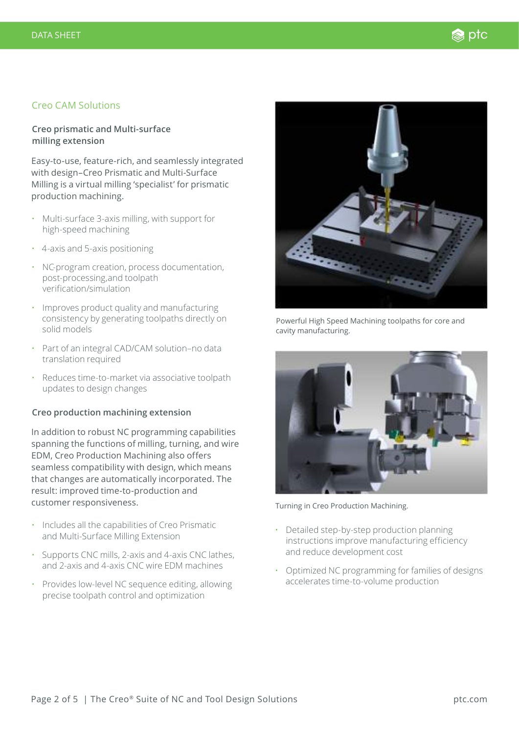## Creo CAM Solutions

### Creo prismatic and Multi-surface milling extension

Easy-to-use, feature-rich, and seamlessly integrated with design–Creo Prismatic and Multi-Surface Milling is a virtual milling 'specialist' for prismatic production machining.

- Multi-surface 3-axis milling, with support for high-speed machining
- 4-axis and 5-axis positioning
- NC-program creation, process documentation, post-processing,and toolpath verification/simulation
- Improves product quality and manufacturing consistency by generating toolpaths directly on solid models
- Part of an integral CAD/CAM solution–no data translation required
- Reduces time-to-market via associative toolpath updates to design changes

### Creo production machining extension

In addition to robust NC programming capabilities spanning the functions of milling, turning, and wire EDM, Creo Production Machining also offers seamless compatibility with design, which means that changes are automatically incorporated. The result: improved time-to-production and customer responsiveness.

- Includes all the capabilities of Creo Prismatic and Multi-Surface Milling Extension
- Supports CNC mills, 2-axis and 4-axis CNC lathes, and 2-axis and 4-axis CNC wire EDM machines
- Provides low-level NC sequence editing, allowing precise toolpath control and optimization

Powerful High Speed Machining toolpaths for core and cavity manufacturing.

Turning in Creo Production Machining.

- Detailed step-by-step production planning instructions improve manufacturing efficiency and reduce development cost
- Optimized NC programming for families of designs accelerates time-to-volume production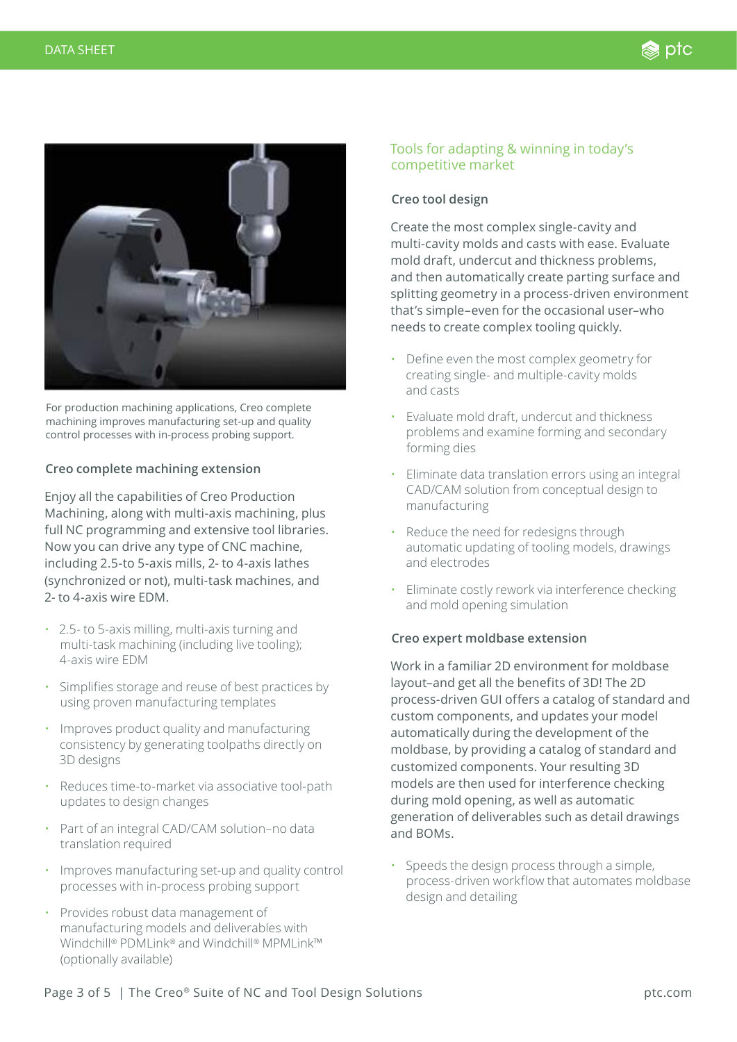For production machining applications, Creo complete machining improves manufacturing set-up and quality control processes with in-process probing support.

### Creo complete machining extension

Enjoy all the capabilities of Creo Production Machining, along with multi-axis machining, plus full NC programming and extensive tool libraries. Now you can drive any type of CNC machine, including 2.5-to 5-axis mills, 2- to 4-axis lathes (synchronized or not), multi-task machines, and 2- to 4-axis wire EDM.

- 2.5- to 5-axis milling, multi-axis turning and multi-task machining (including live tooling); 4-axis wire EDM
- Simplifies storage and reuse of best practices by using proven manufacturing templates
- Improves product quality and manufacturing consistency by generating toolpaths directly on 3D designs
- Reduces time-to-market via associative tool-path updates to design changes
- Part of an integral CAD/CAM solution–no data translation required
- Improves manufacturing set-up and quality control processes with in-process probing support
- Provides robust data management of manufacturing models and deliverables with Windchill® PDMLink® and Windchill® MPMLink™ (optionally available)

## Tools for adapting & winning in today's competitive market

### Creo tool design

Create the most complex single-cavity and multi-cavity molds and casts with ease. Evaluate mold draft, undercut and thickness problems, and then automatically create parting surface and splitting geometry in a process-driven environment that's simple–even for the occasional user–who needs to create complex tooling quickly.

- Define even the most complex geometry for creating single- and multiple-cavity molds and casts
- Evaluate mold draft, undercut and thickness problems and examine forming and secondary forming dies
- Eliminate data translation errors using an integral CAD/CAM solution from conceptual design to manufacturing
- Reduce the need for redesigns through automatic updating of tooling models, drawings and electrodes
- Eliminate costly rework via interference checking and mold opening simulation

### Creo expert moldbase extension

Work in a familiar 2D environment for moldbase layout–and get all the benefits of 3D! The 2D process-driven GUI offers a catalog of standard and custom components, and updates your model automatically during the development of the moldbase, by providing a catalog of standard and customized components. Your resulting 3D models are then used for interference checking during mold opening, as well as automatic generation of deliverables such as detail drawings and BOMs.

- Speeds the design process through a simple, process-driven workflow that automates moldbase design and detailing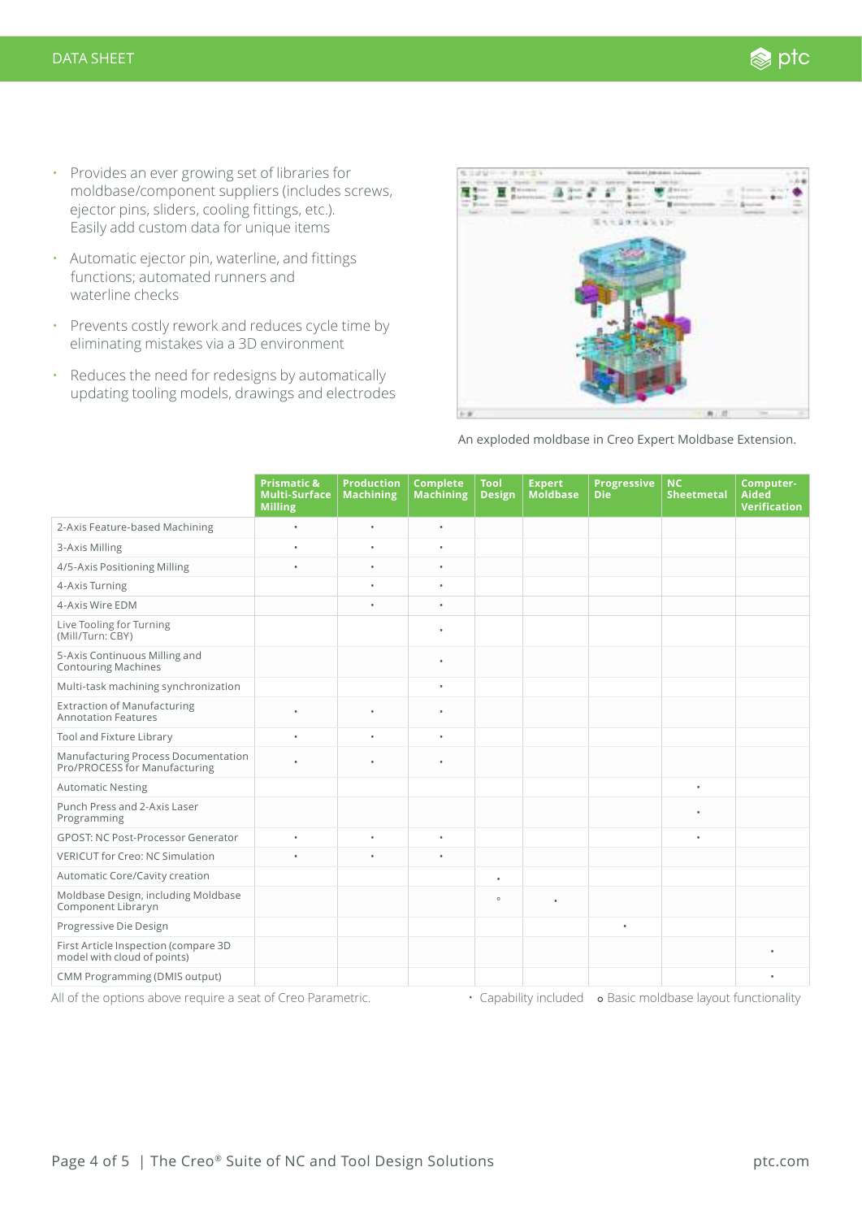- Provides an ever growing set of libraries for moldbase/component suppliers (includes screws, ejector pins, sliders, cooling fittings, etc.). Easily add custom data for unique items
- Automatic ejector pin, waterline, and fittings functions; automated runners and waterline checks
- Prevents costly rework and reduces cycle time by eliminating mistakes via a 3D environment
- Reduces the need for redesigns by automatically updating tooling models, drawings and electrodes

An exploded moldbase in Creo Expert Moldbase Extension.

| | Prismatic & Multi-Surface Milling | Production Machining | Complete Machining | Tool Design | Expert Moldbase | Progressive Die | NC Sheetmetal | Computer-Aided Verification |
|---|---|---|---|---|---|---|---|---|
| 2-Axis Feature-based Machining | • | • | • | | | | | |
| 3-Axis Milling | • | • | • | | | | | |
| 4/5-Axis Positioning Milling | • | • | • | | | | | |
| 4-Axis Turning | | • | • | | | | | |
| 4-Axis Wire EDM | | • | • | | | | | |
| Live Tooling for Turning (Mill/Turn: CBY) | | | • | | | | | |
| 5-Axis Continuous Milling and Contouring Machines | | | • | | | | | |
| Multi-task machining synchronization | | | • | | | | | |
| Extraction of Manufacturing Annotation Features | • | • | • | | | | | |
| Tool and Fixture Library | • | • | • | | | | | |
| Manufacturing Process Documentation Pro/PROCESS for Manufacturing | • | • | • | | | | | |
| Automatic Nesting | | | | | | | • | |
| Punch Press and 2-Axis Laser Programming | | | | | | | • | |
| GPOST: NC Post-Processor Generator | • | • | • | | | | • | |
| VERICUT for Creo: NC Simulation | • | • | • | | | | | |
| Automatic Core/Cavity creation | | | | • | | | | |
| Moldbase Design, including Moldbase Component Libraryn | | | | o | • | | | |
| Progressive Die Design | | | | | | • | | |
| First Article Inspection (compare 3D model with cloud of points) | | | | | | | | • |
| CMM Programming (DMIS output) | | | | | | | | • |

All of the options above require a seat of Creo Parametric.

• Capability included o Basic moldbase layout functionality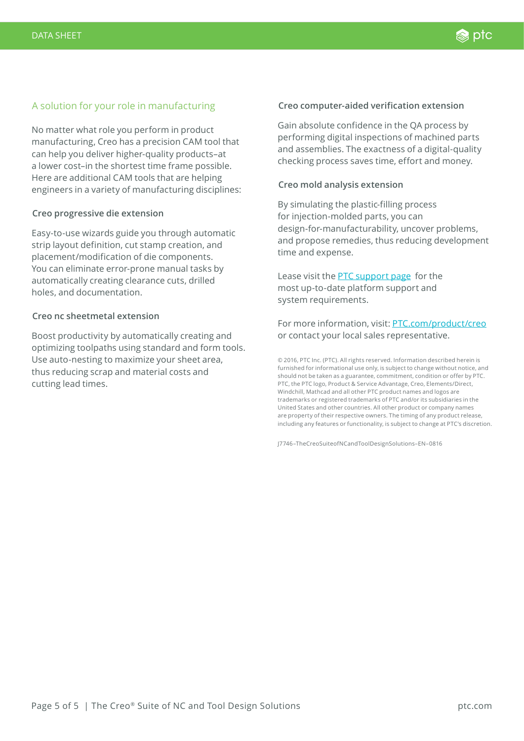## A solution for your role in manufacturing

No matter what role you perform in product manufacturing, Creo has a precision CAM tool that can help you deliver higher-quality products–at a lower cost–in the shortest time frame possible. Here are additional CAM tools that are helping engineers in a variety of manufacturing disciplines:

### Creo progressive die extension

Easy-to-use wizards guide you through automatic strip layout definition, cut stamp creation, and placement/modification of die components. You can eliminate error-prone manual tasks by automatically creating clearance cuts, drilled holes, and documentation.

### Creo nc sheetmetal extension

Boost productivity by automatically creating and optimizing toolpaths using standard and form tools. Use auto-nesting to maximize your sheet area, thus reducing scrap and material costs and cutting lead times.

### Creo computer-aided verification extension

Gain absolute confidence in the QA process by performing digital inspections of machined parts and assemblies. The exactness of a digital-quality checking process saves time, effort and money.

### Creo mold analysis extension

By simulating the plastic-filling process for injection-molded parts, you can design-for-manufacturability, uncover problems, and propose remedies, thus reducing development time and expense.

Lease visit the PTC support page for the most up-to-date platform support and system requirements.

For more information, visit: PTC.com/product/creo or contact your local sales representative.

© 2016, PTC Inc. (PTC). All rights reserved. Information described herein is furnished for informational use only, is subject to change without notice, and should not be taken as a guarantee, commitment, condition or offer by PTC. PTC, the PTC logo, Product & Service Advantage, Creo, Elements/Direct, Windchill, Mathcad and all other PTC product names and logos are trademarks or registered trademarks of PTC and/or its subsidiaries in the United States and other countries. All other product or company names are property of their respective owners. The timing of any product release, including any features or functionality, is subject to change at PTC's discretion.

J7746–TheCreoSuiteofNCandToolDesignSolutions–EN–0816